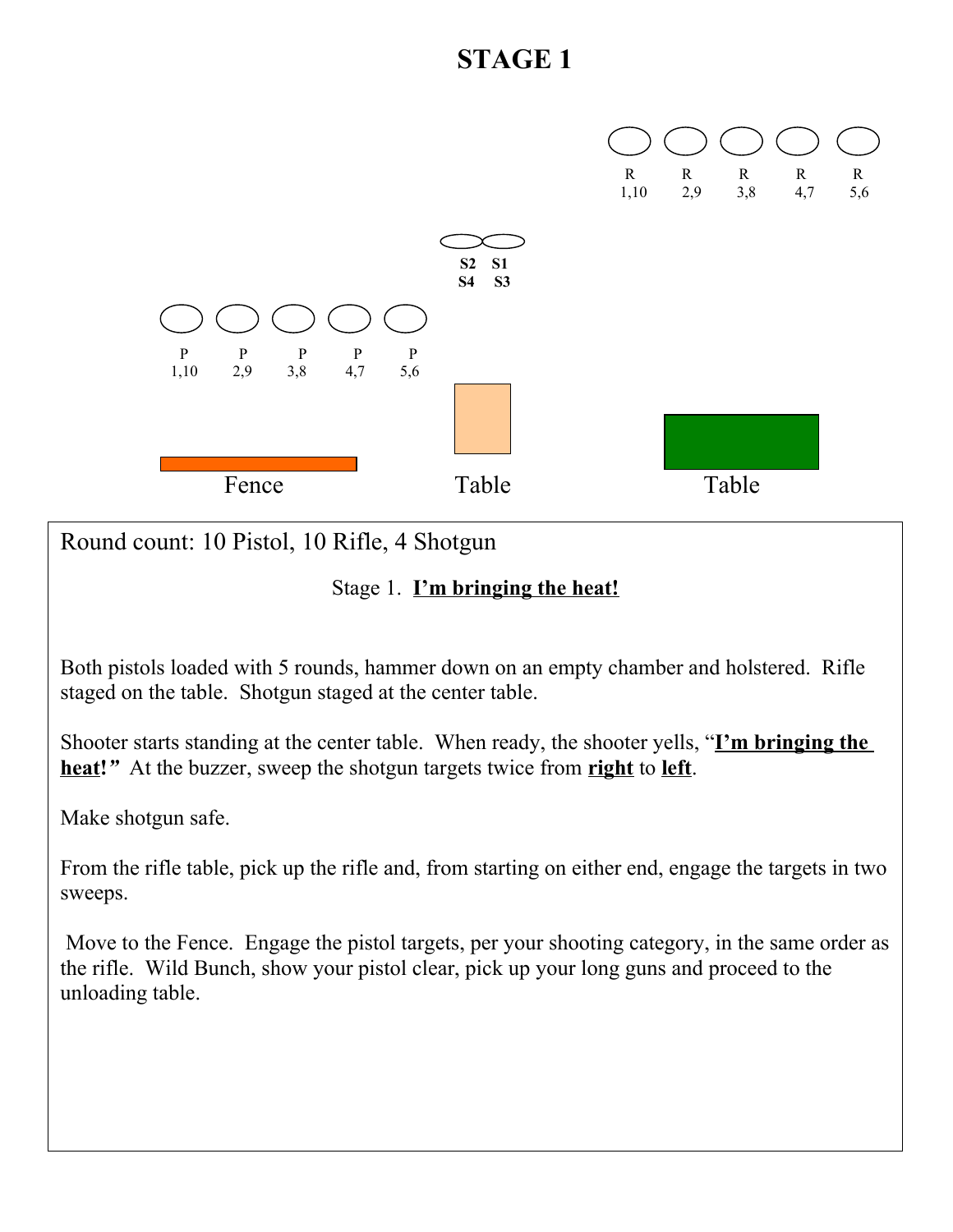# STAGE 1

R 1,10 &nbsp; R 2,9 &nbsp; R 3,8 &nbsp; R 4,7 &nbsp; R 5,6

S2 S1
S4 S3

P 1,10 &nbsp; P 2,9 &nbsp; P 3,8 &nbsp; P 4,7 &nbsp; P 5,6

Fence &nbsp; Table &nbsp; Table

Round count: 10 Pistol, 10 Rifle, 4 Shotgun

Stage 1. **I'm bringing the heat!**

Both pistols loaded with 5 rounds, hammer down on an empty chamber and holstered. Rifle staged on the table. Shotgun staged at the center table.

Shooter starts standing at the center table. When ready, the shooter yells, "**I'm bringing the heat!**" At the buzzer, sweep the shotgun targets twice from **right** to **left**.

Make shotgun safe.

From the rifle table, pick up the rifle and, from starting on either end, engage the targets in two sweeps.

Move to the Fence. Engage the pistol targets, per your shooting category, in the same order as the rifle. Wild Bunch, show your pistol clear, pick up your long guns and proceed to the unloading table.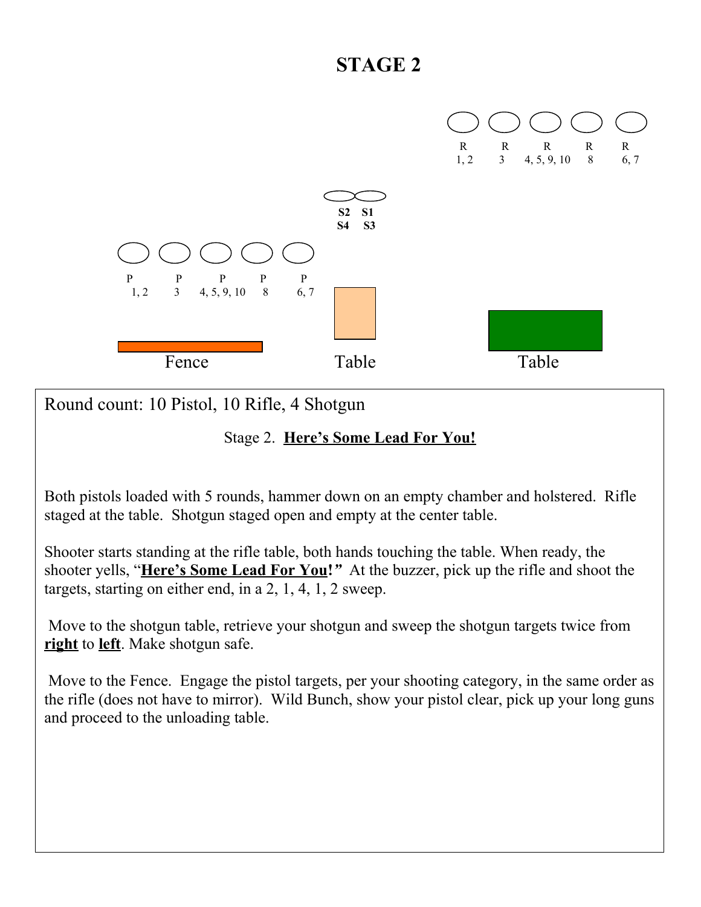# STAGE 2

R 1, 2 | R 3 | R 4, 5, 9, 10 | R 8 | R 6, 7

S2 S1
S4 S3

P 1, 2 | P 3 | P 4, 5, 9, 10 | P 8 | P 6, 7

Fence | Table | Table

Round count: 10 Pistol, 10 Rifle, 4 Shotgun

Stage 2. **Here's Some Lead For You!**

Both pistols loaded with 5 rounds, hammer down on an empty chamber and holstered. Rifle staged at the table. Shotgun staged open and empty at the center table.

Shooter starts standing at the rifle table, both hands touching the table. When ready, the shooter yells, "**Here's Some Lead For You!**" At the buzzer, pick up the rifle and shoot the targets, starting on either end, in a 2, 1, 4, 1, 2 sweep.

Move to the shotgun table, retrieve your shotgun and sweep the shotgun targets twice from **right** to **left**. Make shotgun safe.

Move to the Fence. Engage the pistol targets, per your shooting category, in the same order as the rifle (does not have to mirror). Wild Bunch, show your pistol clear, pick up your long guns and proceed to the unloading table.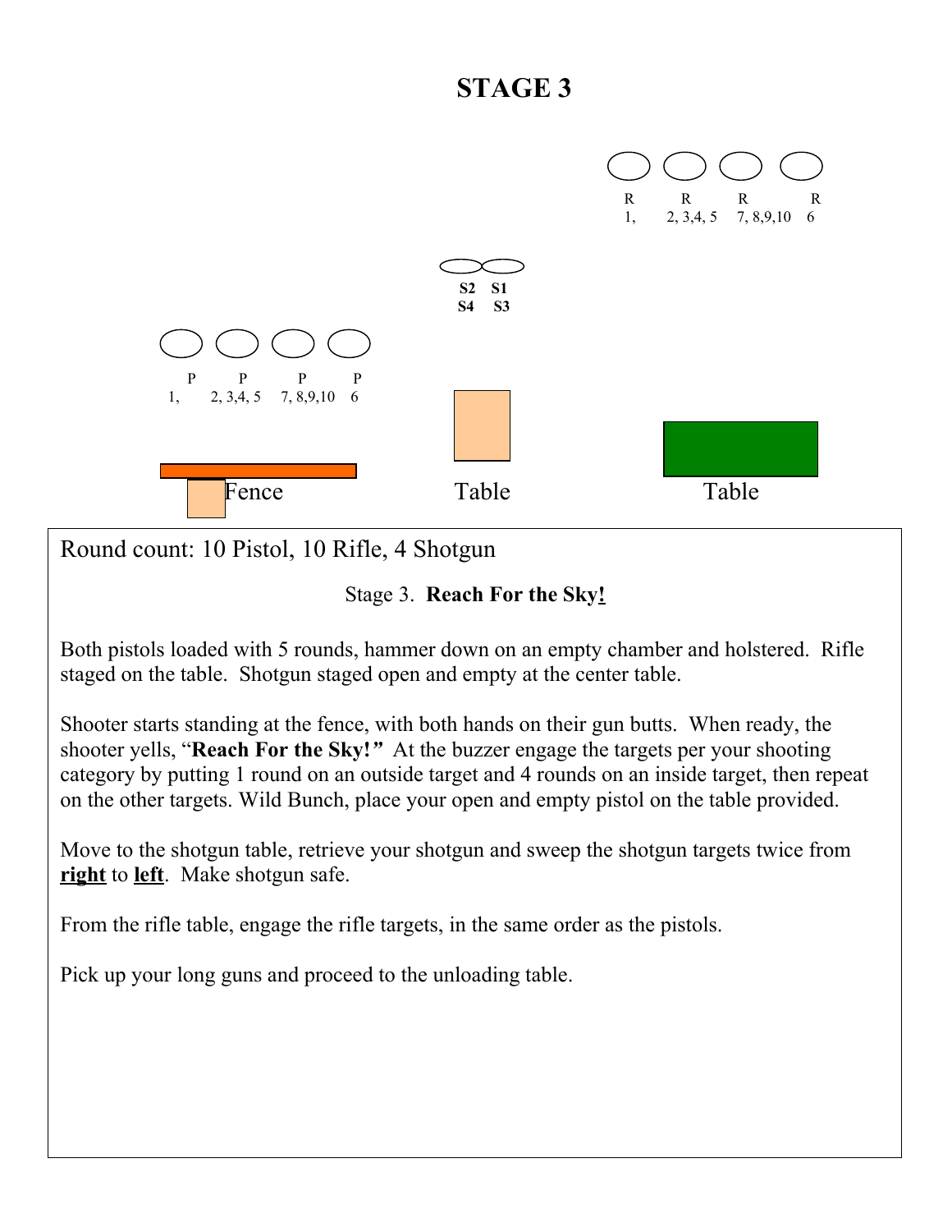# STAGE 3

R R R R
1, 2, 3,4, 5 7, 8,9,10 6

S2 S1
S4 S3

P P P P
1, 2, 3,4, 5 7, 8,9,10 6

Fence Table Table

Round count: 10 Pistol, 10 Rifle, 4 Shotgun

Stage 3. **Reach For the Sky!**

Both pistols loaded with 5 rounds, hammer down on an empty chamber and holstered. Rifle staged on the table. Shotgun staged open and empty at the center table.

Shooter starts standing at the fence, with both hands on their gun butts. When ready, the shooter yells, "**Reach For the Sky!**" At the buzzer engage the targets per your shooting category by putting 1 round on an outside target and 4 rounds on an inside target, then repeat on the other targets. Wild Bunch, place your open and empty pistol on the table provided.

Move to the shotgun table, retrieve your shotgun and sweep the shotgun targets twice from **right** to **left**. Make shotgun safe.

From the rifle table, engage the rifle targets, in the same order as the pistols.

Pick up your long guns and proceed to the unloading table.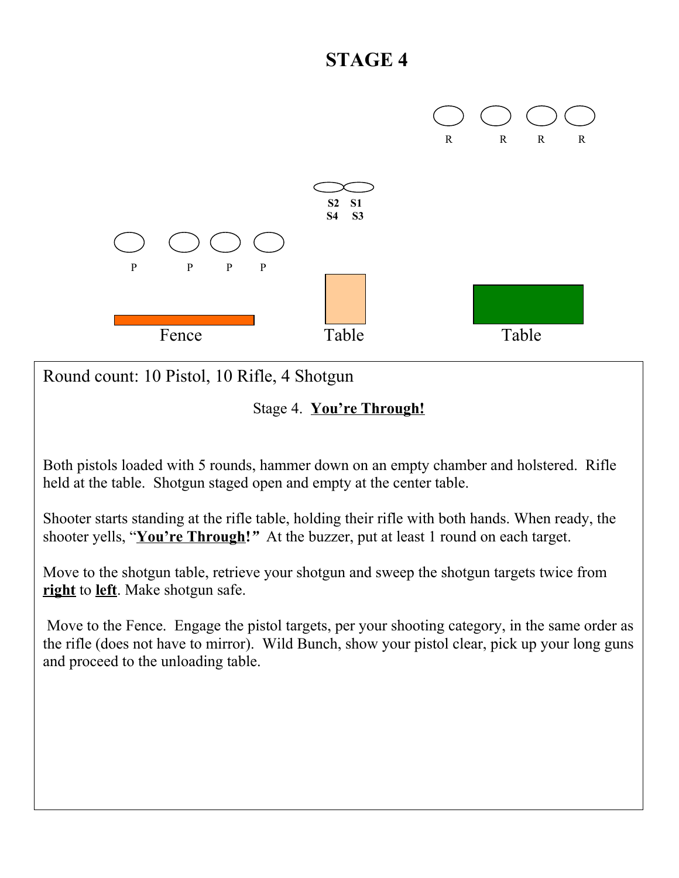# STAGE 4

R R R R

S2 S1
S4 S3

P P P P

Fence

Table

Table

Round count: 10 Pistol, 10 Rifle, 4 Shotgun

Stage 4. **You're Through!**

Both pistols loaded with 5 rounds, hammer down on an empty chamber and holstered. Rifle held at the table. Shotgun staged open and empty at the center table.

Shooter starts standing at the rifle table, holding their rifle with both hands. When ready, the shooter yells, "**You're Through!***"* At the buzzer, put at least 1 round on each target.

Move to the shotgun table, retrieve your shotgun and sweep the shotgun targets twice from **right** to **left**. Make shotgun safe.

Move to the Fence. Engage the pistol targets, per your shooting category, in the same order as the rifle (does not have to mirror). Wild Bunch, show your pistol clear, pick up your long guns and proceed to the unloading table.